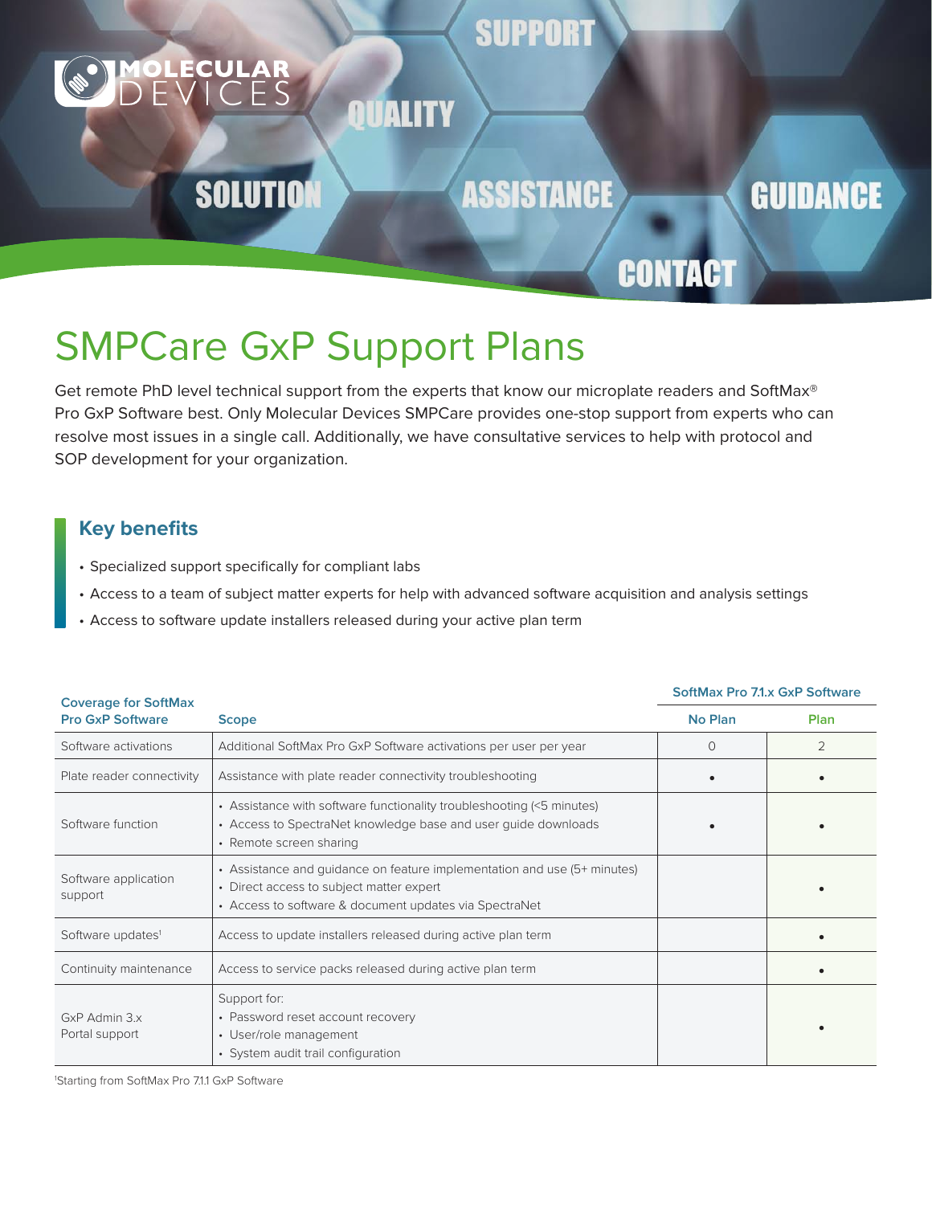# SMPCare GxP Support Plans

Get remote PhD level technical support from the experts that know our microplate readers and SoftMax® Pro GxP Software best. Only Molecular Devices SMPCare provides one-stop support from experts who can resolve most issues in a single call. Additionally, we have consultative services to help with protocol and SOP development for your organization.

## Key benefits

- Specialized support specifically for compliant labs
- Access to a team of subject matter experts for help with advanced software acquisition and analysis settings
- Access to software update installers released during your active plan term

| Coverage for SoftMax Pro GxP Software | Scope | SoftMax Pro 7.1.x GxP Software | |
|---|---|---|---|
| | | No Plan | Plan |
| Software activations | Additional SoftMax Pro GxP Software activations per user per year | 0 | 2 |
| Plate reader connectivity | Assistance with plate reader connectivity troubleshooting | • | • |
| Software function | • Assistance with software functionality troubleshooting (<5 minutes)<br>• Access to SpectraNet knowledge base and user guide downloads<br>• Remote screen sharing | • | • |
| Software application support | • Assistance and guidance on feature implementation and use (5+ minutes)<br>• Direct access to subject matter expert<br>• Access to software & document updates via SpectraNet | | • |
| Software updates[1] | Access to update installers released during active plan term | | • |
| Continuity maintenance | Access to service packs released during active plan term | | • |
| GxP Admin 3.x Portal support | Support for:<br>• Password reset account recovery<br>• User/role management<br>• System audit trail configuration | | • |

[1]Starting from SoftMax Pro 7.1.1 GxP Software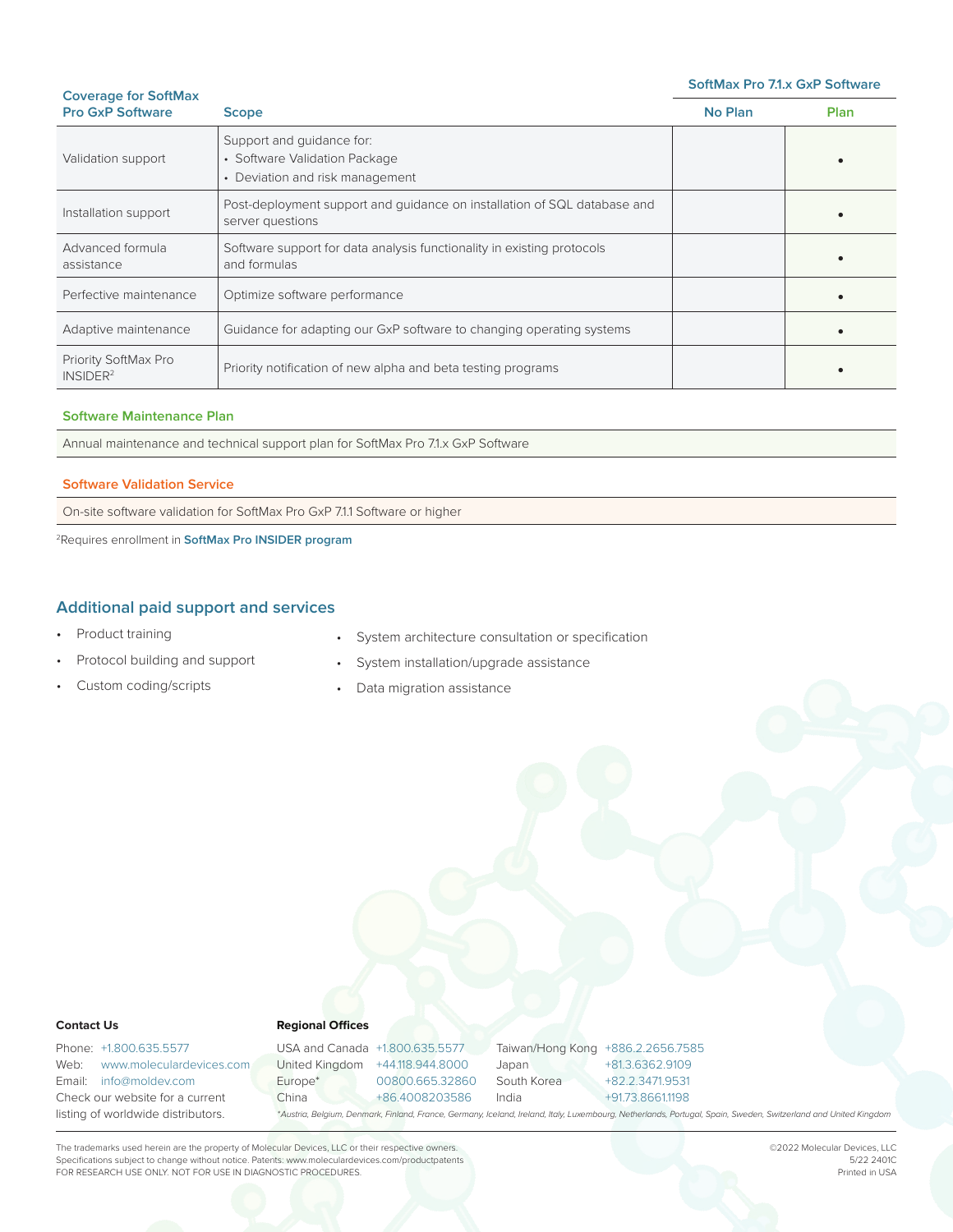| Coverage for SoftMax Pro GxP Software | Scope | SoftMax Pro 7.1.x GxP Software | |
|---|---|---|---|
| | | No Plan | Plan |
| Validation support | Support and guidance for: • Software Validation Package • Deviation and risk management | | • |
| Installation support | Post-deployment support and guidance on installation of SQL database and server questions | | • |
| Advanced formula assistance | Software support for data analysis functionality in existing protocols and formulas | | • |
| Perfective maintenance | Optimize software performance | | • |
| Adaptive maintenance | Guidance for adapting our GxP software to changing operating systems | | • |
| Priority SoftMax Pro INSIDER[2] | Priority notification of new alpha and beta testing programs | | • |

**Software Maintenance Plan**

Annual maintenance and technical support plan for SoftMax Pro 7.1.x GxP Software

**Software Validation Service**

On-site software validation for SoftMax Pro GxP 7.1.1 Software or higher

[2]Requires enrollment in **SoftMax Pro INSIDER program**

## Additional paid support and services

- Product training
- Protocol building and support
- Custom coding/scripts
- System architecture consultation or specification
- System installation/upgrade assistance
- Data migration assistance

**Contact Us**

Phone: +1.800.635.5577
Web: www.moleculardevices.com
Email: info@moldev.com
Check our website for a current listing of worldwide distributors.

**Regional Offices**

| | | | |
|---|---|---|---|
| USA and Canada | +1.800.635.5577 | Taiwan/Hong Kong | +886.2.2656.7585 |
| United Kingdom | +44.118.944.8000 | Japan | +81.3.6362.9109 |
| Europe* | 00800.665.32860 | South Korea | +82.2.3471.9531 |
| China | +86.4008203586 | India | +91.73.8661.1198 |

*\*Austria, Belgium, Denmark, Finland, France, Germany, Iceland, Ireland, Italy, Luxembourg, Netherlands, Portugal, Spain, Sweden, Switzerland and United Kingdom*

The trademarks used herein are the property of Molecular Devices, LLC or their respective owners.
Specifications subject to change without notice. Patents: www.moleculardevices.com/productpatents
FOR RESEARCH USE ONLY. NOT FOR USE IN DIAGNOSTIC PROCEDURES.

©2022 Molecular Devices, LLC
5/22 2401C
Printed in USA